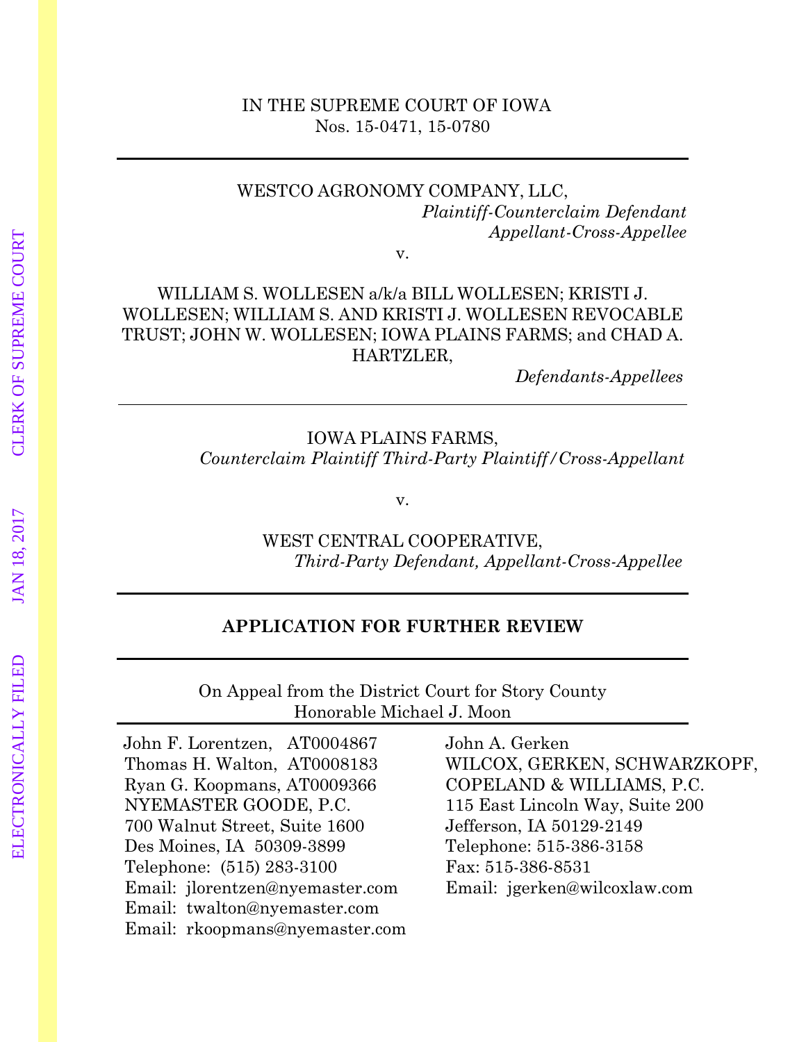IN THE SUPREME COURT OF IOWA
Nos. 15-0471, 15-0780

---

WESTCO AGRONOMY COMPANY, LLC,
*Plaintiff-Counterclaim Defendant*
*Appellant-Cross-Appellee*

v.

WILLIAM S. WOLLESEN a/k/a BILL WOLLESEN; KRISTI J. WOLLESEN; WILLIAM S. AND KRISTI J. WOLLESEN REVOCABLE TRUST; JOHN W. WOLLESEN; IOWA PLAINS FARMS; and CHAD A. HARTZLER,
*Defendants-Appellees*

---

IOWA PLAINS FARMS,
*Counterclaim Plaintiff Third-Party Plaintiff/Cross-Appellant*

v.

WEST CENTRAL COOPERATIVE,
*Third-Party Defendant, Appellant-Cross-Appellee*

---

**APPLICATION FOR FURTHER REVIEW**

---

On Appeal from the District Court for Story County
Honorable Michael J. Moon

---

John F. Lorentzen, AT0004867
Thomas H. Walton, AT0008183
Ryan G. Koopmans, AT0009366
NYEMASTER GOODE, P.C.
700 Walnut Street, Suite 1600
Des Moines, IA 50309-3899
Telephone: (515) 283-3100
Email: jlorentzen@nyemaster.com
Email: twalton@nyemaster.com
Email: rkoopmans@nyemaster.com

John A. Gerken
WILCOX, GERKEN, SCHWARZKOPF, COPELAND & WILLIAMS, P.C.
115 East Lincoln Way, Suite 200
Jefferson, IA 50129-2149
Telephone: 515-386-3158
Fax: 515-386-8531
Email: jgerken@wilcoxlaw.com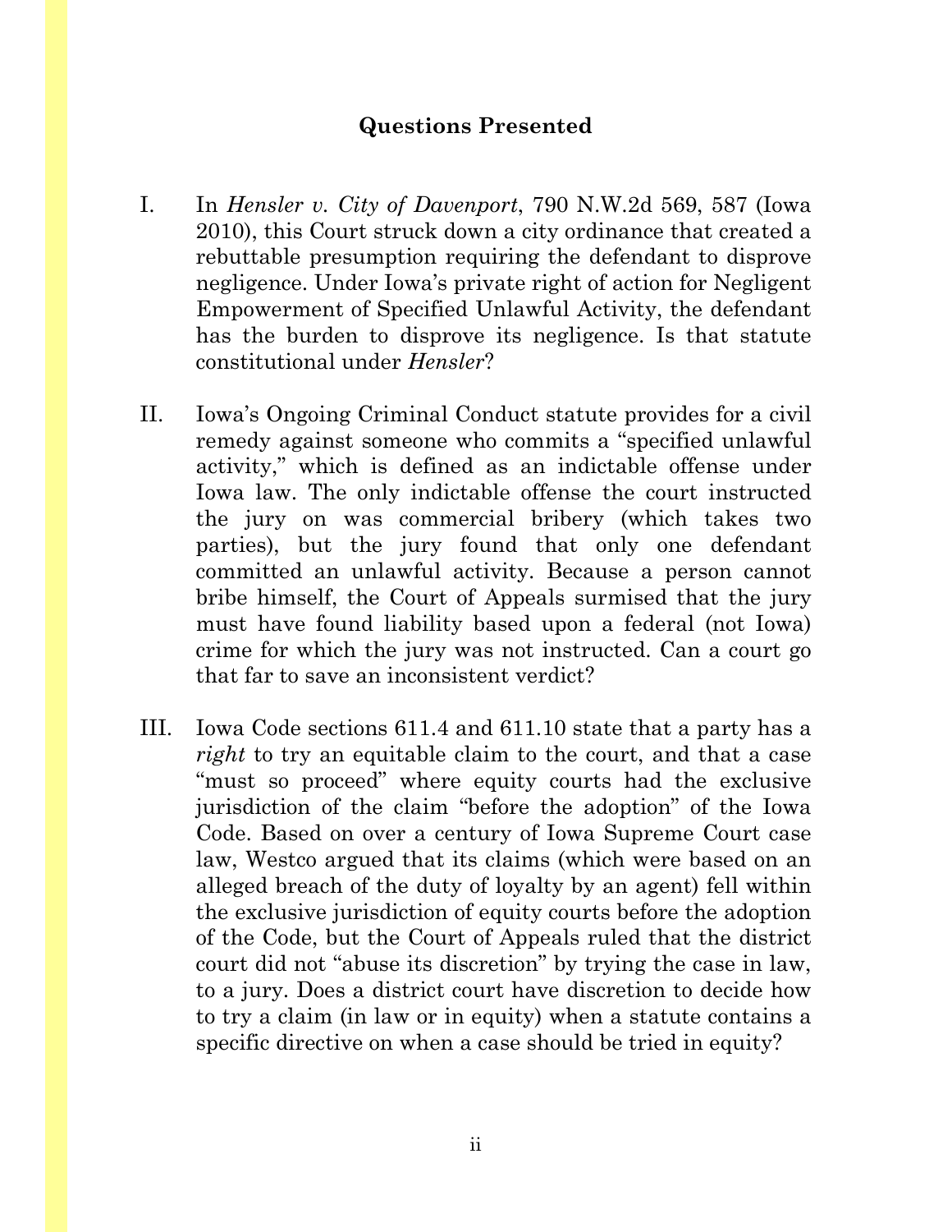## Questions Presented

I. In *Hensler v. City of Davenport*, 790 N.W.2d 569, 587 (Iowa 2010), this Court struck down a city ordinance that created a rebuttable presumption requiring the defendant to disprove negligence. Under Iowa's private right of action for Negligent Empowerment of Specified Unlawful Activity, the defendant has the burden to disprove its negligence. Is that statute constitutional under *Hensler*?

II. Iowa's Ongoing Criminal Conduct statute provides for a civil remedy against someone who commits a "specified unlawful activity," which is defined as an indictable offense under Iowa law. The only indictable offense the court instructed the jury on was commercial bribery (which takes two parties), but the jury found that only one defendant committed an unlawful activity. Because a person cannot bribe himself, the Court of Appeals surmised that the jury must have found liability based upon a federal (not Iowa) crime for which the jury was not instructed. Can a court go that far to save an inconsistent verdict?

III. Iowa Code sections 611.4 and 611.10 state that a party has a *right* to try an equitable claim to the court, and that a case "must so proceed" where equity courts had the exclusive jurisdiction of the claim "before the adoption" of the Iowa Code. Based on over a century of Iowa Supreme Court case law, Westco argued that its claims (which were based on an alleged breach of the duty of loyalty by an agent) fell within the exclusive jurisdiction of equity courts before the adoption of the Code, but the Court of Appeals ruled that the district court did not "abuse its discretion" by trying the case in law, to a jury. Does a district court have discretion to decide how to try a claim (in law or in equity) when a statute contains a specific directive on when a case should be tried in equity?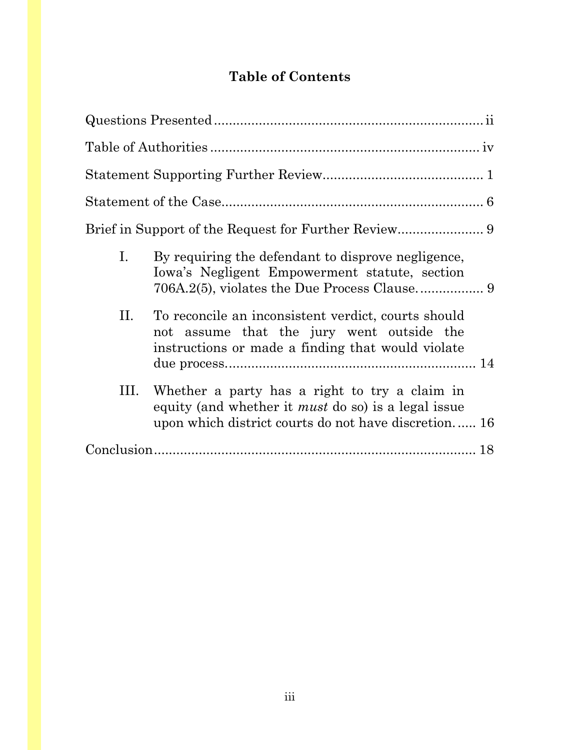# Table of Contents

Questions Presented ........................................................................ ii

Table of Authorities ....................................................................... iv

Statement Supporting Further Review.......................................... 1

Statement of the Case...................................................................... 6

Brief in Support of the Request for Further Review....................... 9

I. By requiring the defendant to disprove negligence, Iowa's Negligent Empowerment statute, section 706A.2(5), violates the Due Process Clause. ................ 9

II. To reconcile an inconsistent verdict, courts should not assume that the jury went outside the instructions or made a finding that would violate due process. .................................................................. 14

III. Whether a party has a right to try a claim in equity (and whether it *must* do so) is a legal issue upon which district courts do not have discretion. ..... 16

Conclusion ...................................................................................... 18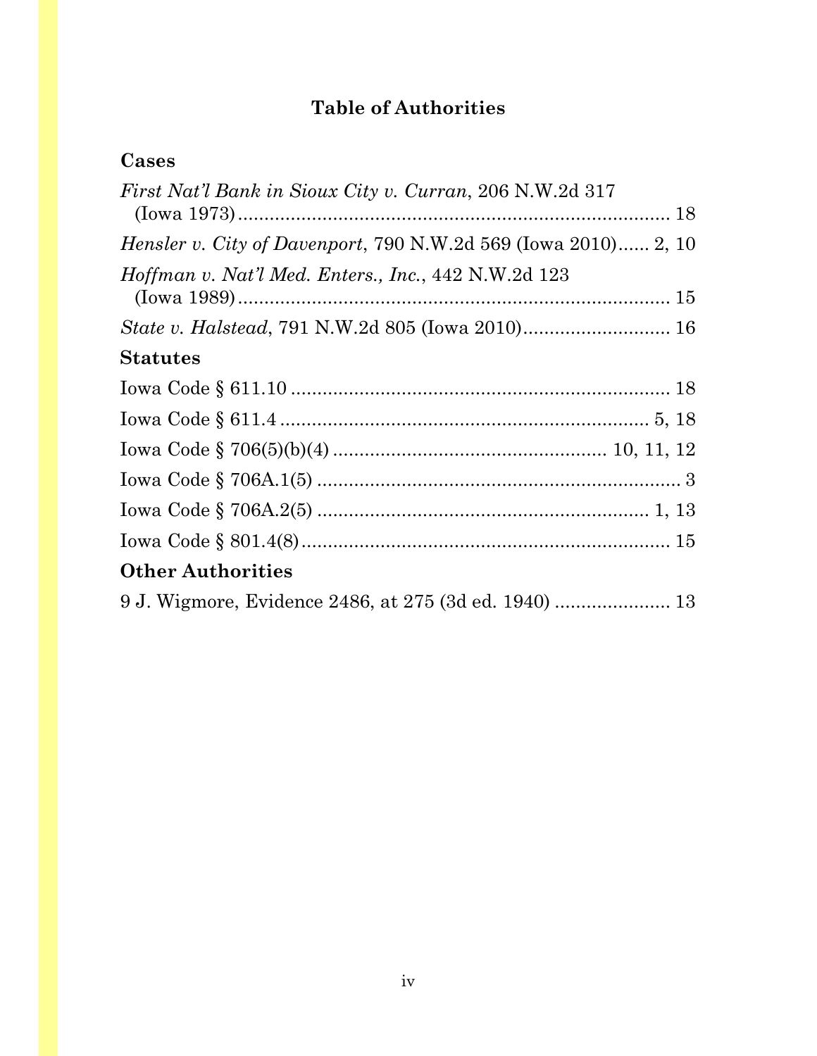## Table of Authorities

### Cases

*First Nat'l Bank in Sioux City v. Curran*, 206 N.W.2d 317 (Iowa 1973) .................................................................................. 18

*Hensler v. City of Davenport*, 790 N.W.2d 569 (Iowa 2010)...... 2, 10

*Hoffman v. Nat'l Med. Enters., Inc.*, 442 N.W.2d 123 (Iowa 1989) .................................................................................. 15

*State v. Halstead*, 791 N.W.2d 805 (Iowa 2010) ........................... 16

### Statutes

Iowa Code § 611.10 ........................................................................ 18

Iowa Code § 611.4 ...................................................................... 5, 18

Iowa Code § 706(5)(b)(4) .................................................. 10, 11, 12

Iowa Code § 706A.1(5) ..................................................................... 3

Iowa Code § 706A.2(5) ............................................................... 1, 13

Iowa Code § 801.4(8) ..................................................................... 15

### Other Authorities

9 J. Wigmore, Evidence 2486, at 275 (3d ed. 1940) ...................... 13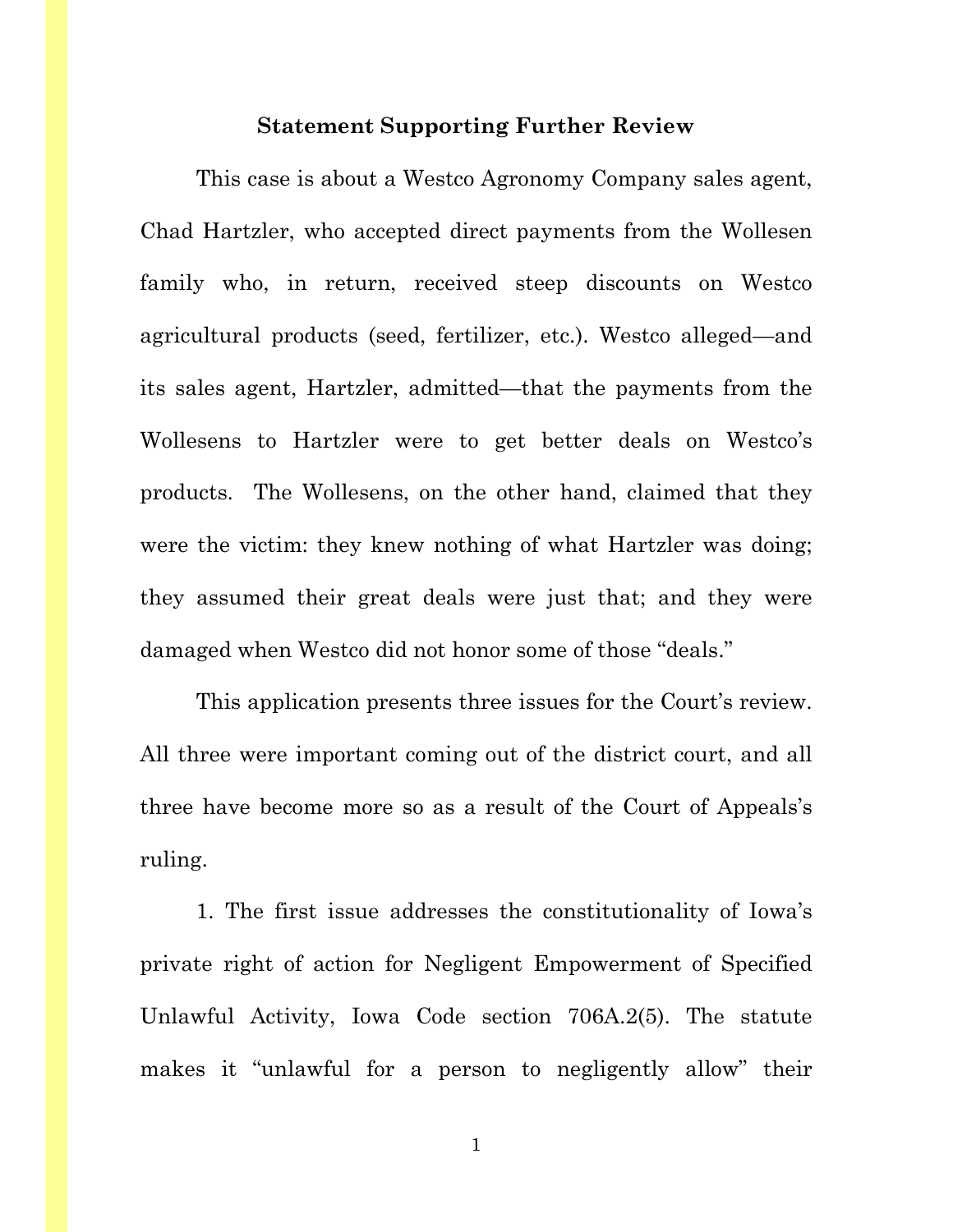## Statement Supporting Further Review

This case is about a Westco Agronomy Company sales agent, Chad Hartzler, who accepted direct payments from the Wollesen family who, in return, received steep discounts on Westco agricultural products (seed, fertilizer, etc.). Westco alleged—and its sales agent, Hartzler, admitted—that the payments from the Wollesens to Hartzler were to get better deals on Westco's products. The Wollesens, on the other hand, claimed that they were the victim: they knew nothing of what Hartzler was doing; they assumed their great deals were just that; and they were damaged when Westco did not honor some of those "deals."

This application presents three issues for the Court's review. All three were important coming out of the district court, and all three have become more so as a result of the Court of Appeals's ruling.

1. The first issue addresses the constitutionality of Iowa's private right of action for Negligent Empowerment of Specified Unlawful Activity, Iowa Code section 706A.2(5). The statute makes it "unlawful for a person to negligently allow" their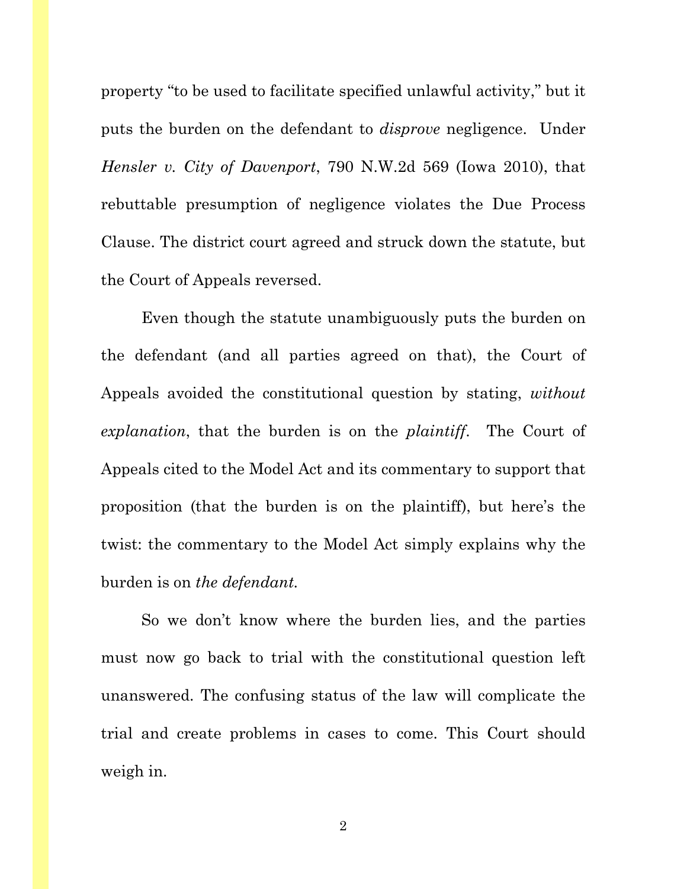property "to be used to facilitate specified unlawful activity," but it puts the burden on the defendant to *disprove* negligence. Under *Hensler v. City of Davenport*, 790 N.W.2d 569 (Iowa 2010), that rebuttable presumption of negligence violates the Due Process Clause. The district court agreed and struck down the statute, but the Court of Appeals reversed.

Even though the statute unambiguously puts the burden on the defendant (and all parties agreed on that), the Court of Appeals avoided the constitutional question by stating, *without explanation*, that the burden is on the *plaintiff*. The Court of Appeals cited to the Model Act and its commentary to support that proposition (that the burden is on the plaintiff), but here's the twist: the commentary to the Model Act simply explains why the burden is on *the defendant.*

So we don't know where the burden lies, and the parties must now go back to trial with the constitutional question left unanswered. The confusing status of the law will complicate the trial and create problems in cases to come. This Court should weigh in.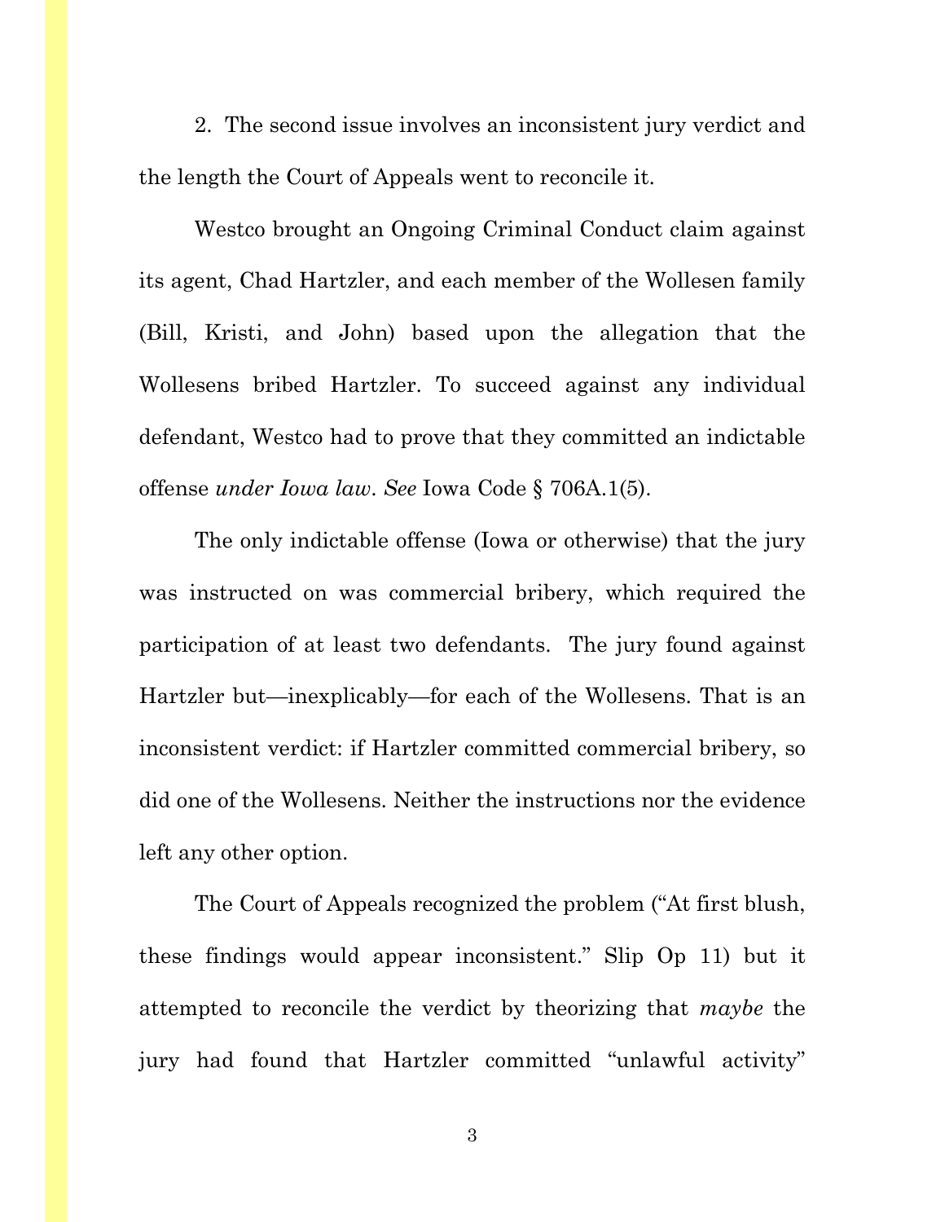2. The second issue involves an inconsistent jury verdict and the length the Court of Appeals went to reconcile it.

Westco brought an Ongoing Criminal Conduct claim against its agent, Chad Hartzler, and each member of the Wollesen family (Bill, Kristi, and John) based upon the allegation that the Wollesens bribed Hartzler. To succeed against any individual defendant, Westco had to prove that they committed an indictable offense *under Iowa law*. *See* Iowa Code § 706A.1(5).

The only indictable offense (Iowa or otherwise) that the jury was instructed on was commercial bribery, which required the participation of at least two defendants. The jury found against Hartzler but—inexplicably—for each of the Wollesens. That is an inconsistent verdict: if Hartzler committed commercial bribery, so did one of the Wollesens. Neither the instructions nor the evidence left any other option.

The Court of Appeals recognized the problem ("At first blush, these findings would appear inconsistent." Slip Op 11) but it attempted to reconcile the verdict by theorizing that *maybe* the jury had found that Hartzler committed "unlawful activity"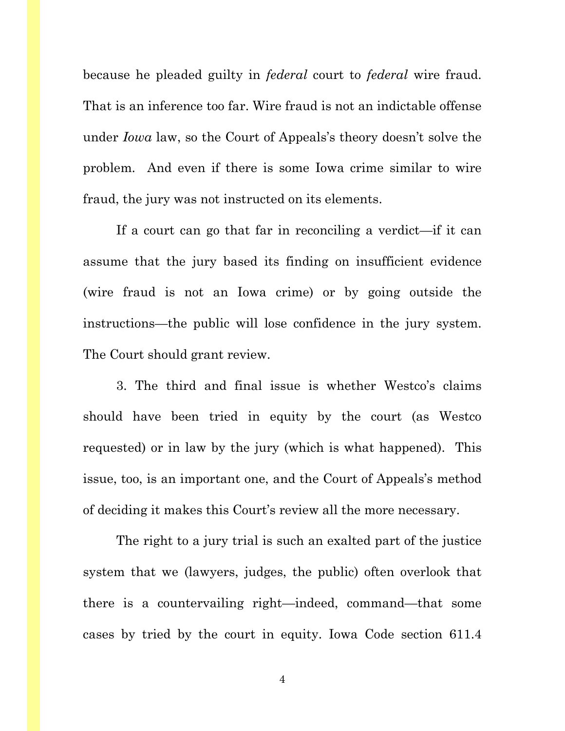because he pleaded guilty in *federal* court to *federal* wire fraud. That is an inference too far. Wire fraud is not an indictable offense under *Iowa* law, so the Court of Appeals's theory doesn't solve the problem. And even if there is some Iowa crime similar to wire fraud, the jury was not instructed on its elements.

If a court can go that far in reconciling a verdict—if it can assume that the jury based its finding on insufficient evidence (wire fraud is not an Iowa crime) or by going outside the instructions—the public will lose confidence in the jury system. The Court should grant review.

3. The third and final issue is whether Westco's claims should have been tried in equity by the court (as Westco requested) or in law by the jury (which is what happened). This issue, too, is an important one, and the Court of Appeals's method of deciding it makes this Court's review all the more necessary.

The right to a jury trial is such an exalted part of the justice system that we (lawyers, judges, the public) often overlook that there is a countervailing right—indeed, command—that some cases by tried by the court in equity. Iowa Code section 611.4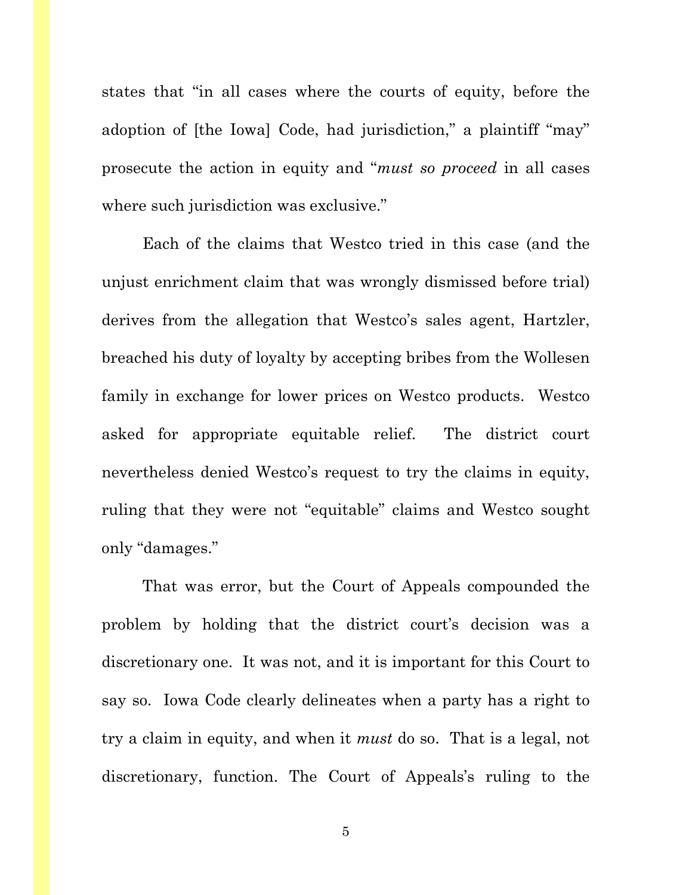states that "in all cases where the courts of equity, before the adoption of [the Iowa] Code, had jurisdiction," a plaintiff "may" prosecute the action in equity and "*must so proceed* in all cases where such jurisdiction was exclusive."

Each of the claims that Westco tried in this case (and the unjust enrichment claim that was wrongly dismissed before trial) derives from the allegation that Westco's sales agent, Hartzler, breached his duty of loyalty by accepting bribes from the Wollesen family in exchange for lower prices on Westco products. Westco asked for appropriate equitable relief. The district court nevertheless denied Westco's request to try the claims in equity, ruling that they were not "equitable" claims and Westco sought only "damages."

That was error, but the Court of Appeals compounded the problem by holding that the district court's decision was a discretionary one. It was not, and it is important for this Court to say so. Iowa Code clearly delineates when a party has a right to try a claim in equity, and when it *must* do so. That is a legal, not discretionary, function. The Court of Appeals's ruling to the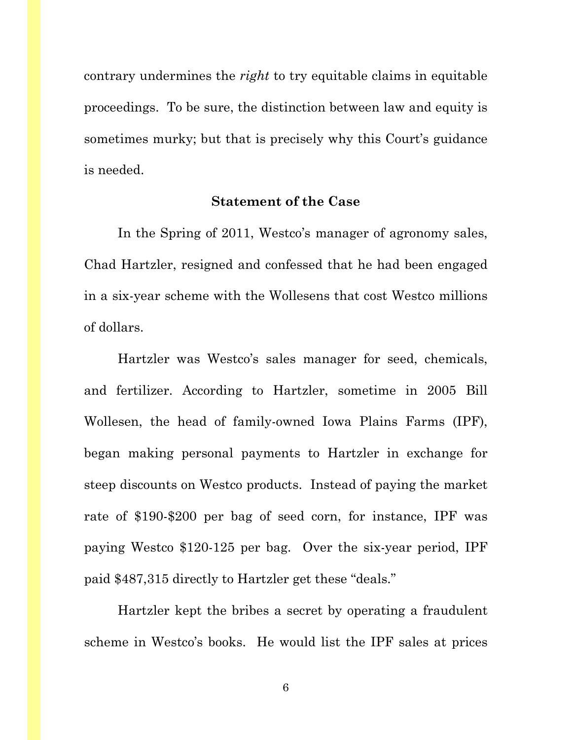contrary undermines the *right* to try equitable claims in equitable proceedings. To be sure, the distinction between law and equity is sometimes murky; but that is precisely why this Court's guidance is needed.

## Statement of the Case

In the Spring of 2011, Westco's manager of agronomy sales, Chad Hartzler, resigned and confessed that he had been engaged in a six-year scheme with the Wollesens that cost Westco millions of dollars.

Hartzler was Westco's sales manager for seed, chemicals, and fertilizer. According to Hartzler, sometime in 2005 Bill Wollesen, the head of family-owned Iowa Plains Farms (IPF), began making personal payments to Hartzler in exchange for steep discounts on Westco products. Instead of paying the market rate of $190-$200 per bag of seed corn, for instance, IPF was paying Westco $120-125 per bag. Over the six-year period, IPF paid $487,315 directly to Hartzler get these "deals."

Hartzler kept the bribes a secret by operating a fraudulent scheme in Westco's books. He would list the IPF sales at prices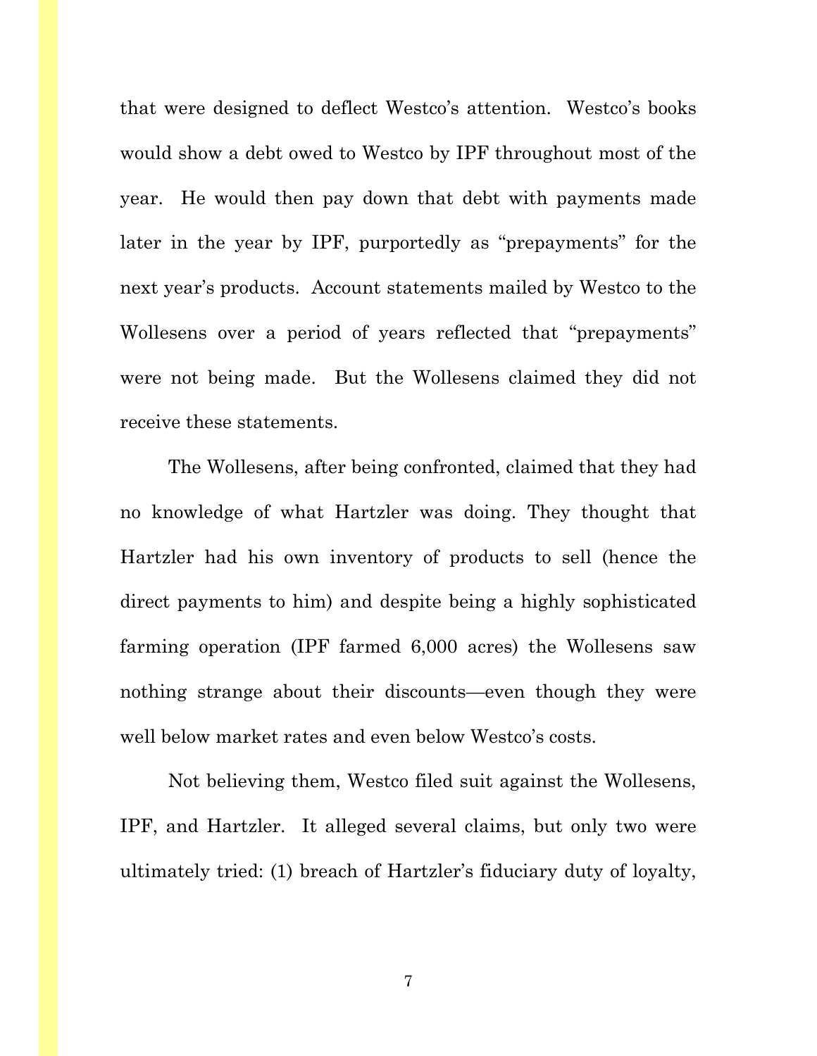that were designed to deflect Westco's attention. Westco's books would show a debt owed to Westco by IPF throughout most of the year. He would then pay down that debt with payments made later in the year by IPF, purportedly as "prepayments" for the next year's products. Account statements mailed by Westco to the Wollesens over a period of years reflected that "prepayments" were not being made. But the Wollesens claimed they did not receive these statements.

The Wollesens, after being confronted, claimed that they had no knowledge of what Hartzler was doing. They thought that Hartzler had his own inventory of products to sell (hence the direct payments to him) and despite being a highly sophisticated farming operation (IPF farmed 6,000 acres) the Wollesens saw nothing strange about their discounts—even though they were well below market rates and even below Westco's costs.

Not believing them, Westco filed suit against the Wollesens, IPF, and Hartzler. It alleged several claims, but only two were ultimately tried: (1) breach of Hartzler's fiduciary duty of loyalty,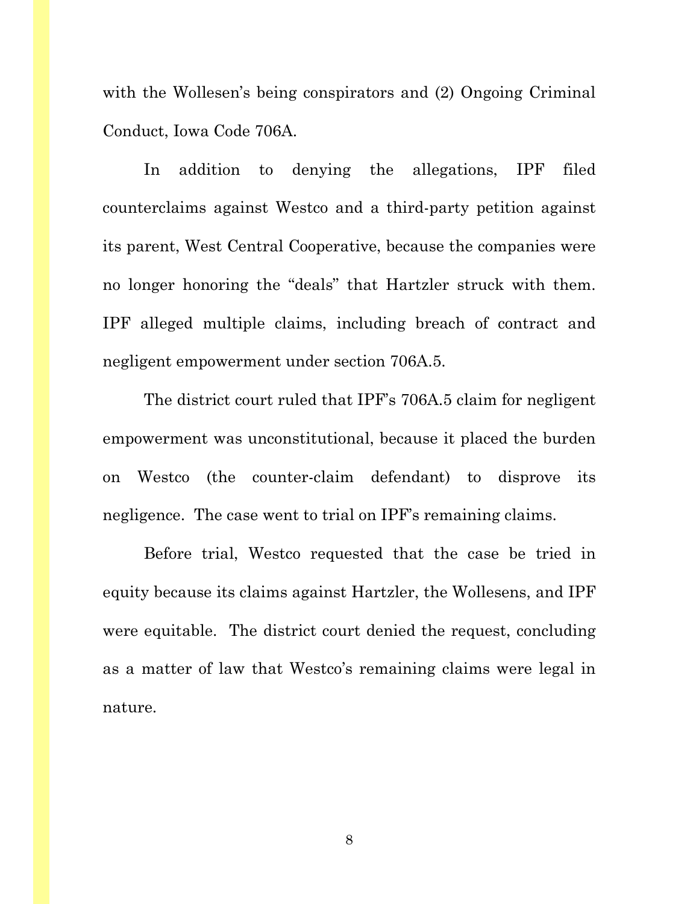with the Wollesen's being conspirators and (2) Ongoing Criminal Conduct, Iowa Code 706A.

In addition to denying the allegations, IPF filed counterclaims against Westco and a third-party petition against its parent, West Central Cooperative, because the companies were no longer honoring the "deals" that Hartzler struck with them. IPF alleged multiple claims, including breach of contract and negligent empowerment under section 706A.5.

The district court ruled that IPF's 706A.5 claim for negligent empowerment was unconstitutional, because it placed the burden on Westco (the counter-claim defendant) to disprove its negligence. The case went to trial on IPF's remaining claims.

Before trial, Westco requested that the case be tried in equity because its claims against Hartzler, the Wollesens, and IPF were equitable. The district court denied the request, concluding as a matter of law that Westco's remaining claims were legal in nature.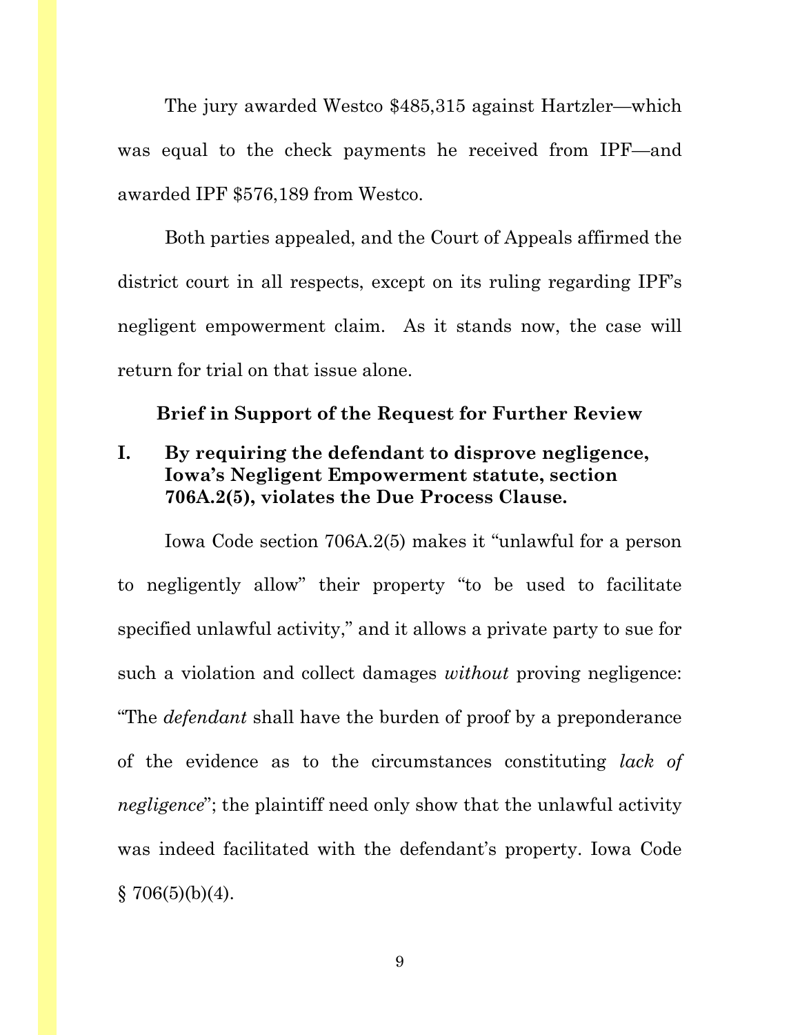The jury awarded Westco $485,315 against Hartzler—which was equal to the check payments he received from IPF—and awarded IPF $576,189 from Westco.

Both parties appealed, and the Court of Appeals affirmed the district court in all respects, except on its ruling regarding IPF's negligent empowerment claim. As it stands now, the case will return for trial on that issue alone.

## Brief in Support of the Request for Further Review

### I. By requiring the defendant to disprove negligence, Iowa's Negligent Empowerment statute, section 706A.2(5), violates the Due Process Clause.

Iowa Code section 706A.2(5) makes it "unlawful for a person to negligently allow" their property "to be used to facilitate specified unlawful activity," and it allows a private party to sue for such a violation and collect damages *without* proving negligence: "The *defendant* shall have the burden of proof by a preponderance of the evidence as to the circumstances constituting *lack of negligence*"; the plaintiff need only show that the unlawful activity was indeed facilitated with the defendant's property. Iowa Code § 706(5)(b)(4).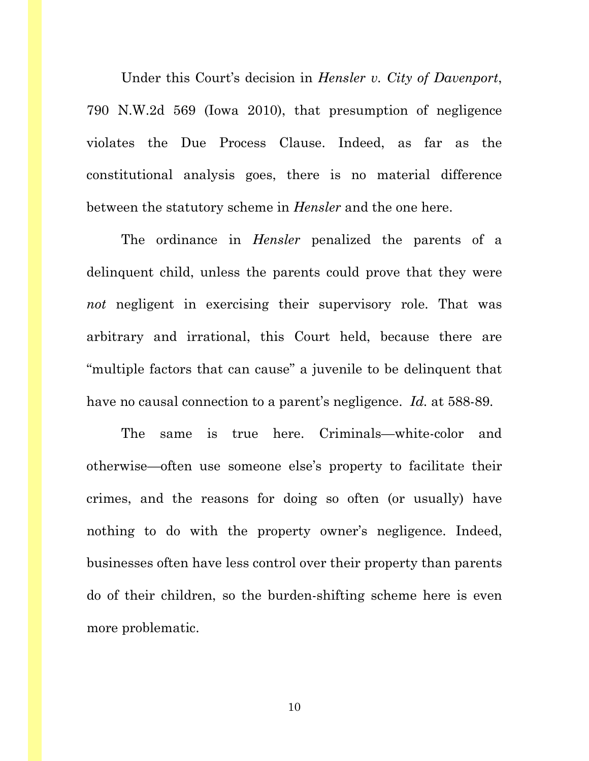Under this Court's decision in *Hensler v. City of Davenport*, 790 N.W.2d 569 (Iowa 2010), that presumption of negligence violates the Due Process Clause. Indeed, as far as the constitutional analysis goes, there is no material difference between the statutory scheme in *Hensler* and the one here.

The ordinance in *Hensler* penalized the parents of a delinquent child, unless the parents could prove that they were *not* negligent in exercising their supervisory role. That was arbitrary and irrational, this Court held, because there are "multiple factors that can cause" a juvenile to be delinquent that have no causal connection to a parent's negligence. *Id.* at 588-89.

The same is true here. Criminals—white-color and otherwise—often use someone else's property to facilitate their crimes, and the reasons for doing so often (or usually) have nothing to do with the property owner's negligence. Indeed, businesses often have less control over their property than parents do of their children, so the burden-shifting scheme here is even more problematic.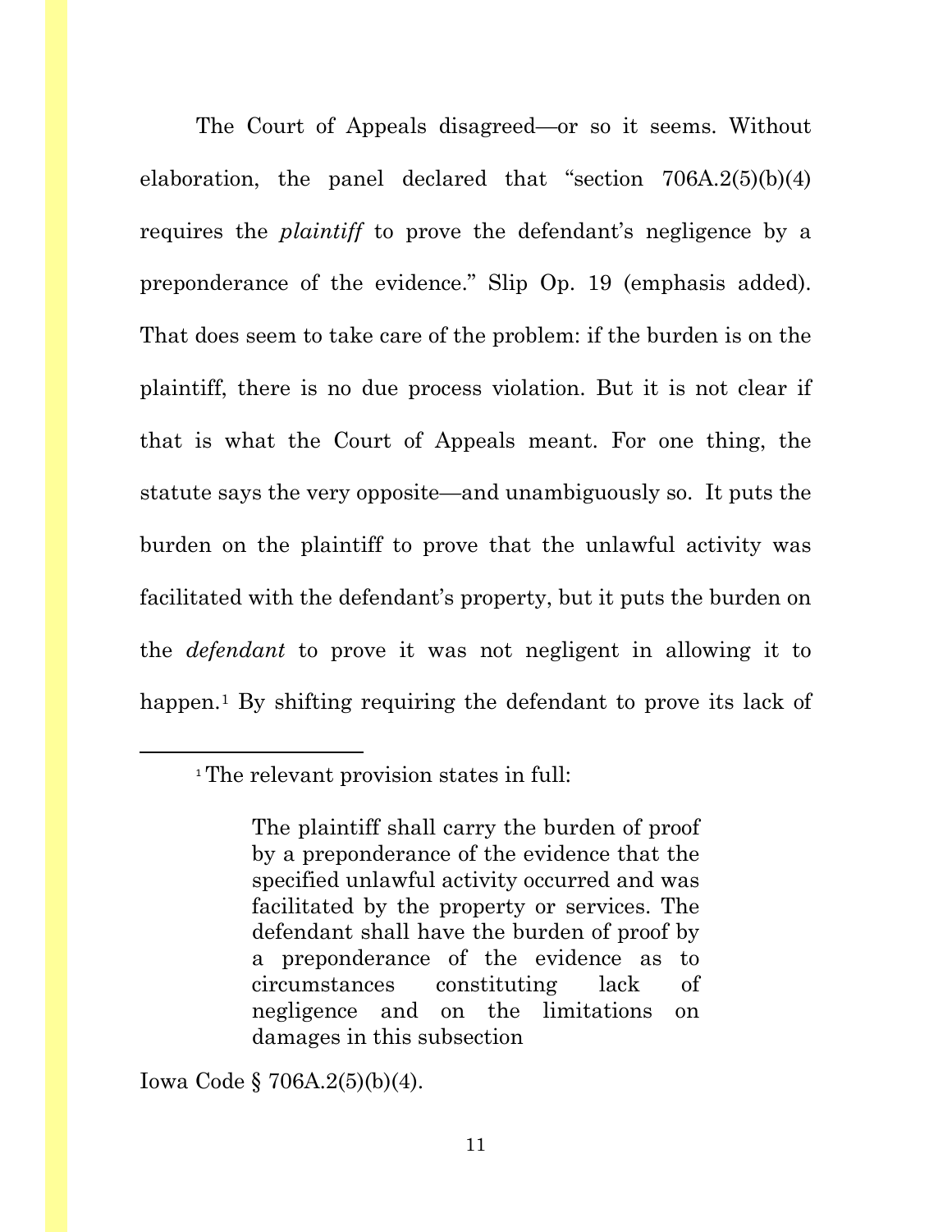The Court of Appeals disagreed—or so it seems. Without elaboration, the panel declared that "section 706A.2(5)(b)(4) requires the *plaintiff* to prove the defendant's negligence by a preponderance of the evidence." Slip Op. 19 (emphasis added). That does seem to take care of the problem: if the burden is on the plaintiff, there is no due process violation. But it is not clear if that is what the Court of Appeals meant. For one thing, the statute says the very opposite—and unambiguously so. It puts the burden on the plaintiff to prove that the unlawful activity was facilitated with the defendant's property, but it puts the burden on the *defendant* to prove it was not negligent in allowing it to happen.[1] By shifting requiring the defendant to prove its lack of

---

[1] The relevant provision states in full:

> The plaintiff shall carry the burden of proof by a preponderance of the evidence that the specified unlawful activity occurred and was facilitated by the property or services. The defendant shall have the burden of proof by a preponderance of the evidence as to circumstances constituting lack of negligence and on the limitations on damages in this subsection

Iowa Code § 706A.2(5)(b)(4).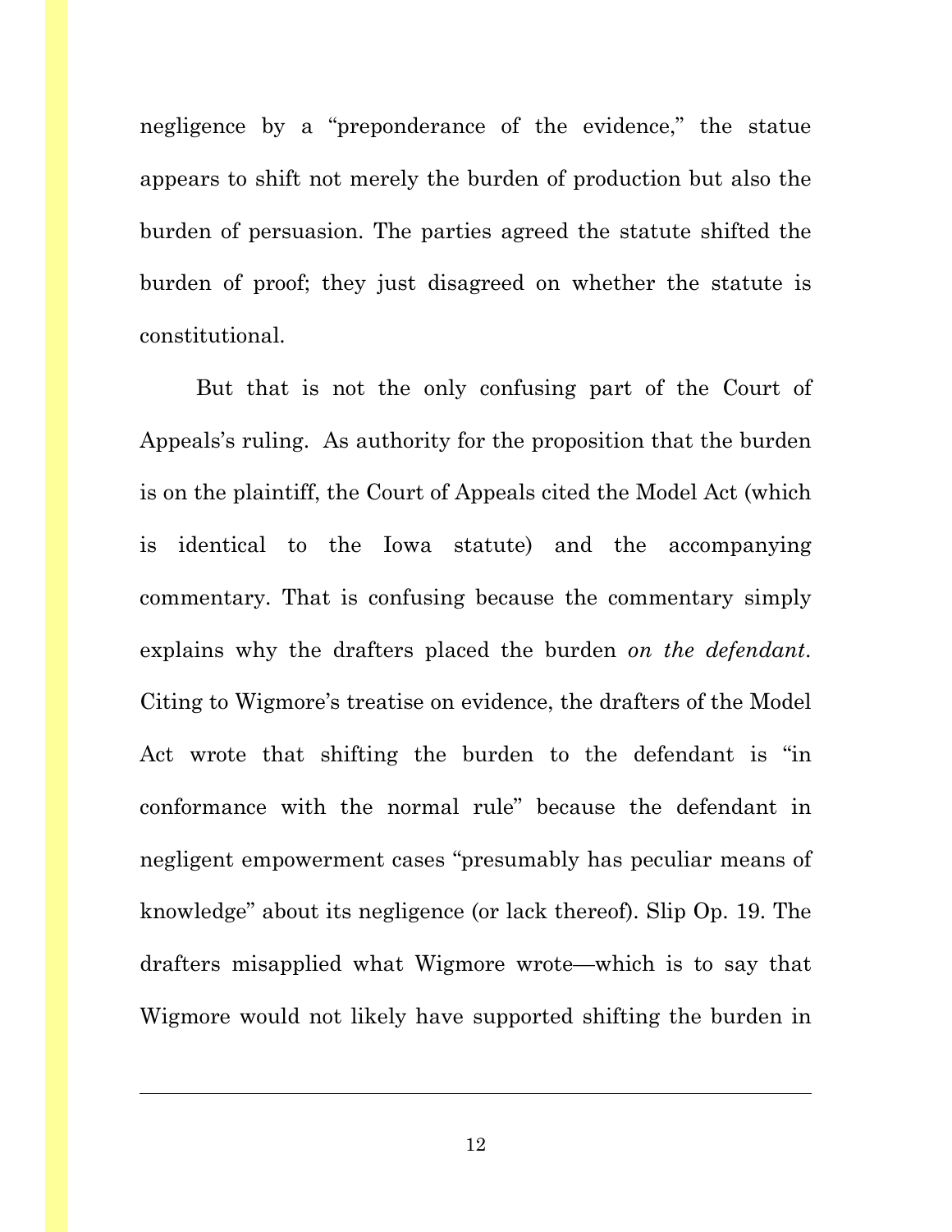negligence by a "preponderance of the evidence," the statue appears to shift not merely the burden of production but also the burden of persuasion. The parties agreed the statute shifted the burden of proof; they just disagreed on whether the statute is constitutional.

But that is not the only confusing part of the Court of Appeals's ruling. As authority for the proposition that the burden is on the plaintiff, the Court of Appeals cited the Model Act (which is identical to the Iowa statute) and the accompanying commentary. That is confusing because the commentary simply explains why the drafters placed the burden *on the defendant*. Citing to Wigmore's treatise on evidence, the drafters of the Model Act wrote that shifting the burden to the defendant is "in conformance with the normal rule" because the defendant in negligent empowerment cases "presumably has peculiar means of knowledge" about its negligence (or lack thereof). Slip Op. 19. The drafters misapplied what Wigmore wrote—which is to say that Wigmore would not likely have supported shifting the burden in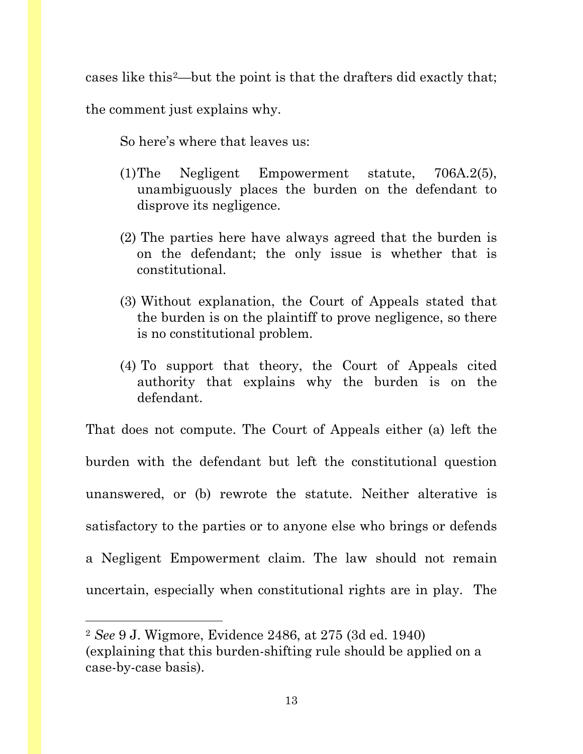cases like this[2]—but the point is that the drafters did exactly that; the comment just explains why.

So here's where that leaves us:

(1) The Negligent Empowerment statute, 706A.2(5), unambiguously places the burden on the defendant to disprove its negligence.

(2) The parties here have always agreed that the burden is on the defendant; the only issue is whether that is constitutional.

(3) Without explanation, the Court of Appeals stated that the burden is on the plaintiff to prove negligence, so there is no constitutional problem.

(4) To support that theory, the Court of Appeals cited authority that explains why the burden is on the defendant.

That does not compute. The Court of Appeals either (a) left the burden with the defendant but left the constitutional question unanswered, or (b) rewrote the statute. Neither alterative is satisfactory to the parties or to anyone else who brings or defends a Negligent Empowerment claim. The law should not remain uncertain, especially when constitutional rights are in play. The

---

[2] *See* 9 J. Wigmore, Evidence 2486, at 275 (3d ed. 1940) (explaining that this burden-shifting rule should be applied on a case-by-case basis).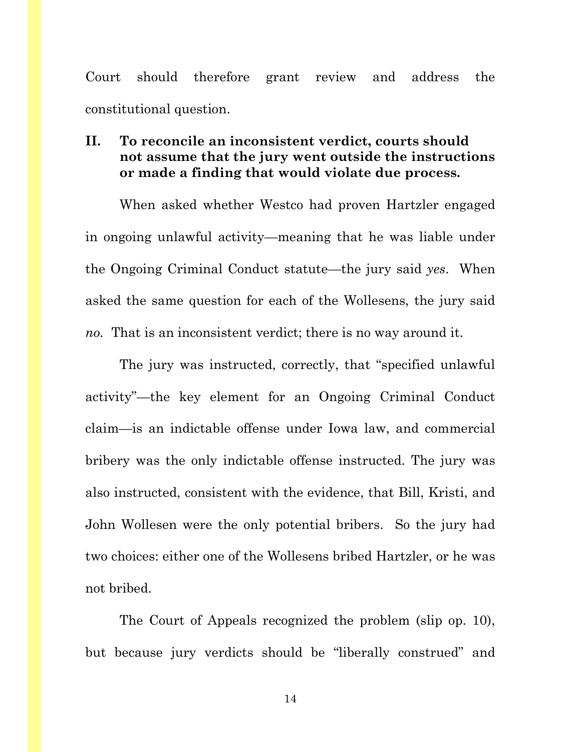Court should therefore grant review and address the constitutional question.

## II. To reconcile an inconsistent verdict, courts should not assume that the jury went outside the instructions or made a finding that would violate due process.

When asked whether Westco had proven Hartzler engaged in ongoing unlawful activity—meaning that he was liable under the Ongoing Criminal Conduct statute—the jury said *yes*. When asked the same question for each of the Wollesens, the jury said *no*. That is an inconsistent verdict; there is no way around it.

The jury was instructed, correctly, that "specified unlawful activity"—the key element for an Ongoing Criminal Conduct claim—is an indictable offense under Iowa law, and commercial bribery was the only indictable offense instructed. The jury was also instructed, consistent with the evidence, that Bill, Kristi, and John Wollesen were the only potential bribers. So the jury had two choices: either one of the Wollesens bribed Hartzler, or he was not bribed.

The Court of Appeals recognized the problem (slip op. 10), but because jury verdicts should be "liberally construed" and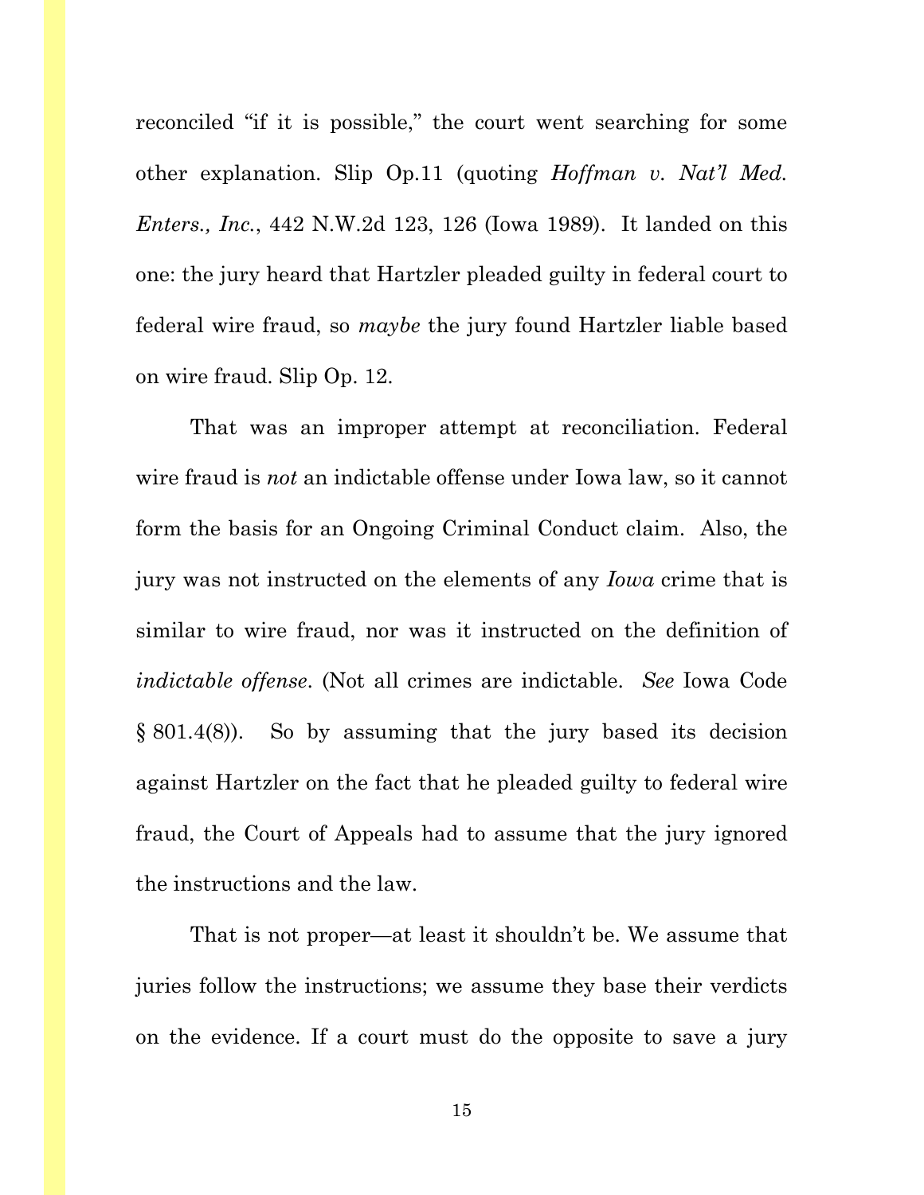reconciled "if it is possible," the court went searching for some other explanation. Slip Op.11 (quoting *Hoffman v. Nat'l Med. Enters., Inc.*, 442 N.W.2d 123, 126 (Iowa 1989). It landed on this one: the jury heard that Hartzler pleaded guilty in federal court to federal wire fraud, so *maybe* the jury found Hartzler liable based on wire fraud. Slip Op. 12.

That was an improper attempt at reconciliation. Federal wire fraud is *not* an indictable offense under Iowa law, so it cannot form the basis for an Ongoing Criminal Conduct claim. Also, the jury was not instructed on the elements of any *Iowa* crime that is similar to wire fraud, nor was it instructed on the definition of *indictable offense*. (Not all crimes are indictable. *See* Iowa Code § 801.4(8)). So by assuming that the jury based its decision against Hartzler on the fact that he pleaded guilty to federal wire fraud, the Court of Appeals had to assume that the jury ignored the instructions and the law.

That is not proper—at least it shouldn't be. We assume that juries follow the instructions; we assume they base their verdicts on the evidence. If a court must do the opposite to save a jury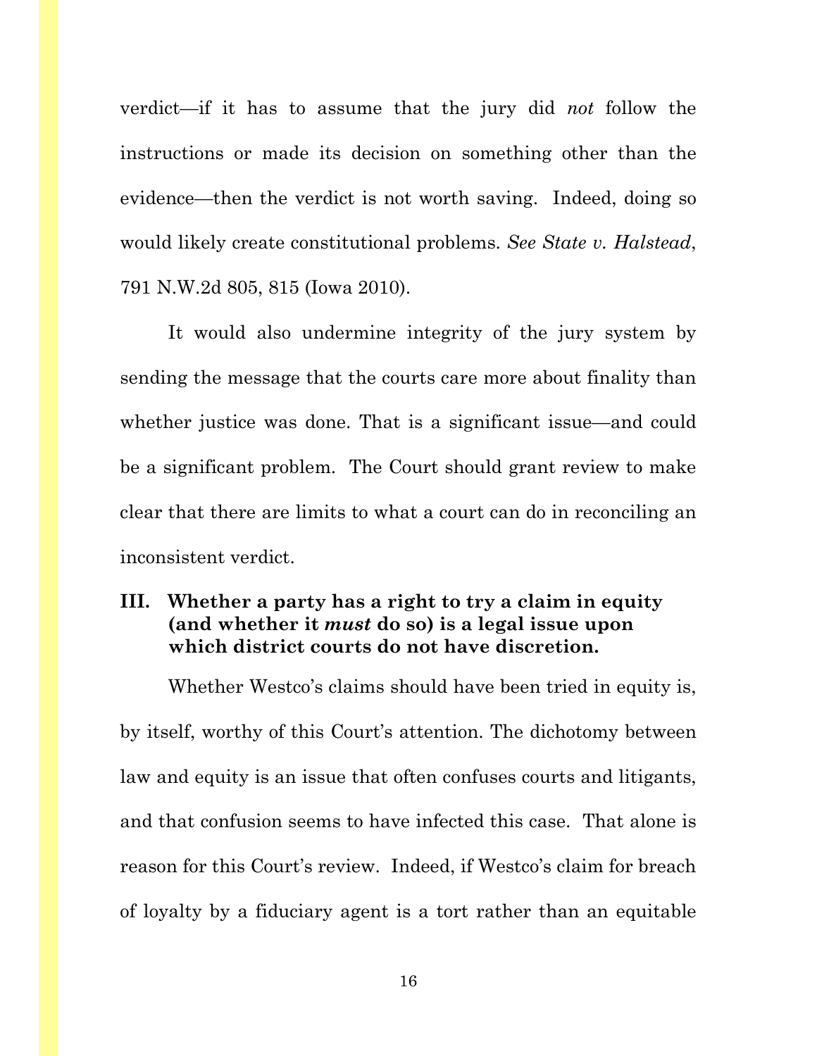verdict—if it has to assume that the jury did *not* follow the instructions or made its decision on something other than the evidence—then the verdict is not worth saving. Indeed, doing so would likely create constitutional problems. *See State v. Halstead*, 791 N.W.2d 805, 815 (Iowa 2010).

It would also undermine integrity of the jury system by sending the message that the courts care more about finality than whether justice was done. That is a significant issue—and could be a significant problem. The Court should grant review to make clear that there are limits to what a court can do in reconciling an inconsistent verdict.

## III. Whether a party has a right to try a claim in equity (and whether it *must* do so) is a legal issue upon which district courts do not have discretion.

Whether Westco's claims should have been tried in equity is, by itself, worthy of this Court's attention. The dichotomy between law and equity is an issue that often confuses courts and litigants, and that confusion seems to have infected this case. That alone is reason for this Court's review. Indeed, if Westco's claim for breach of loyalty by a fiduciary agent is a tort rather than an equitable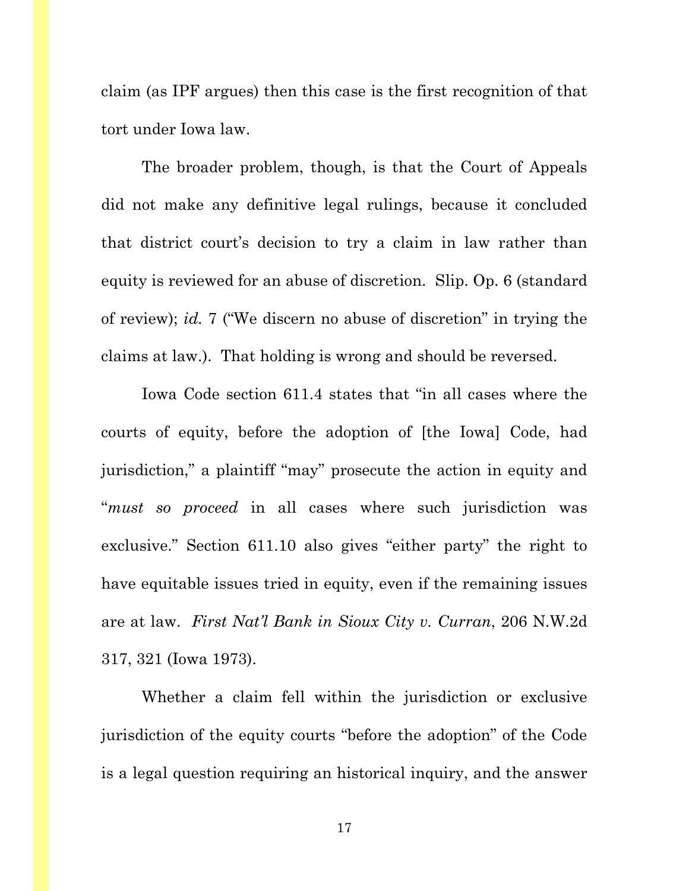claim (as IPF argues) then this case is the first recognition of that tort under Iowa law.

The broader problem, though, is that the Court of Appeals did not make any definitive legal rulings, because it concluded that district court's decision to try a claim in law rather than equity is reviewed for an abuse of discretion. Slip. Op. 6 (standard of review); *id.* 7 ("We discern no abuse of discretion" in trying the claims at law.). That holding is wrong and should be reversed.

Iowa Code section 611.4 states that "in all cases where the courts of equity, before the adoption of [the Iowa] Code, had jurisdiction," a plaintiff "may" prosecute the action in equity and "*must so proceed* in all cases where such jurisdiction was exclusive." Section 611.10 also gives "either party" the right to have equitable issues tried in equity, even if the remaining issues are at law. *First Nat'l Bank in Sioux City v. Curran*, 206 N.W.2d 317, 321 (Iowa 1973).

Whether a claim fell within the jurisdiction or exclusive jurisdiction of the equity courts "before the adoption" of the Code is a legal question requiring an historical inquiry, and the answer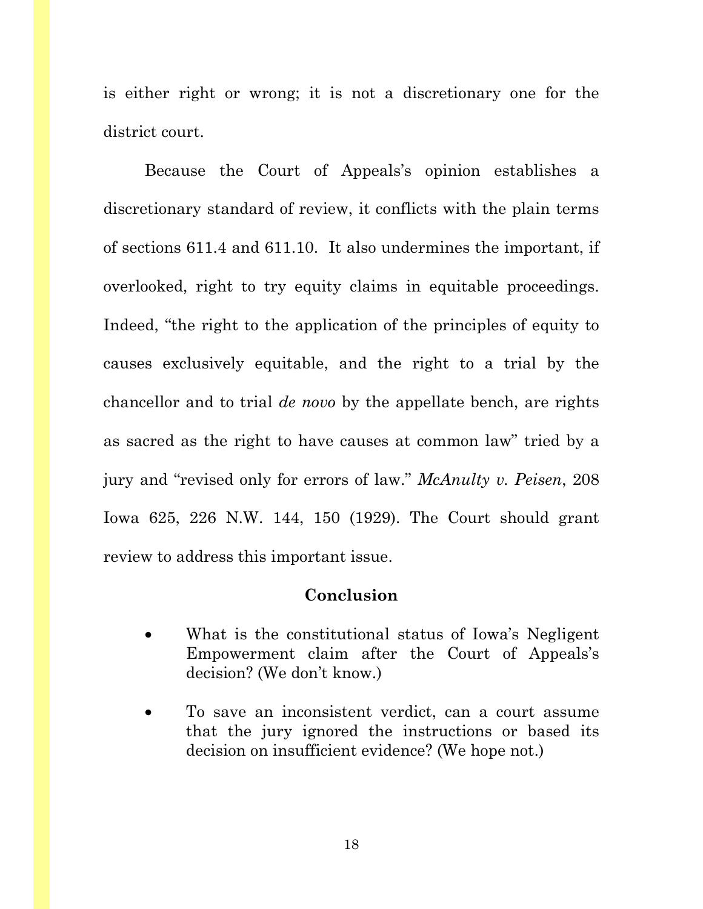is either right or wrong; it is not a discretionary one for the district court.

Because the Court of Appeals's opinion establishes a discretionary standard of review, it conflicts with the plain terms of sections 611.4 and 611.10. It also undermines the important, if overlooked, right to try equity claims in equitable proceedings. Indeed, "the right to the application of the principles of equity to causes exclusively equitable, and the right to a trial by the chancellor and to trial *de novo* by the appellate bench, are rights as sacred as the right to have causes at common law" tried by a jury and "revised only for errors of law." *McAnulty v. Peisen*, 208 Iowa 625, 226 N.W. 144, 150 (1929). The Court should grant review to address this important issue.

## Conclusion

- What is the constitutional status of Iowa's Negligent Empowerment claim after the Court of Appeals's decision? (We don't know.)
- To save an inconsistent verdict, can a court assume that the jury ignored the instructions or based its decision on insufficient evidence? (We hope not.)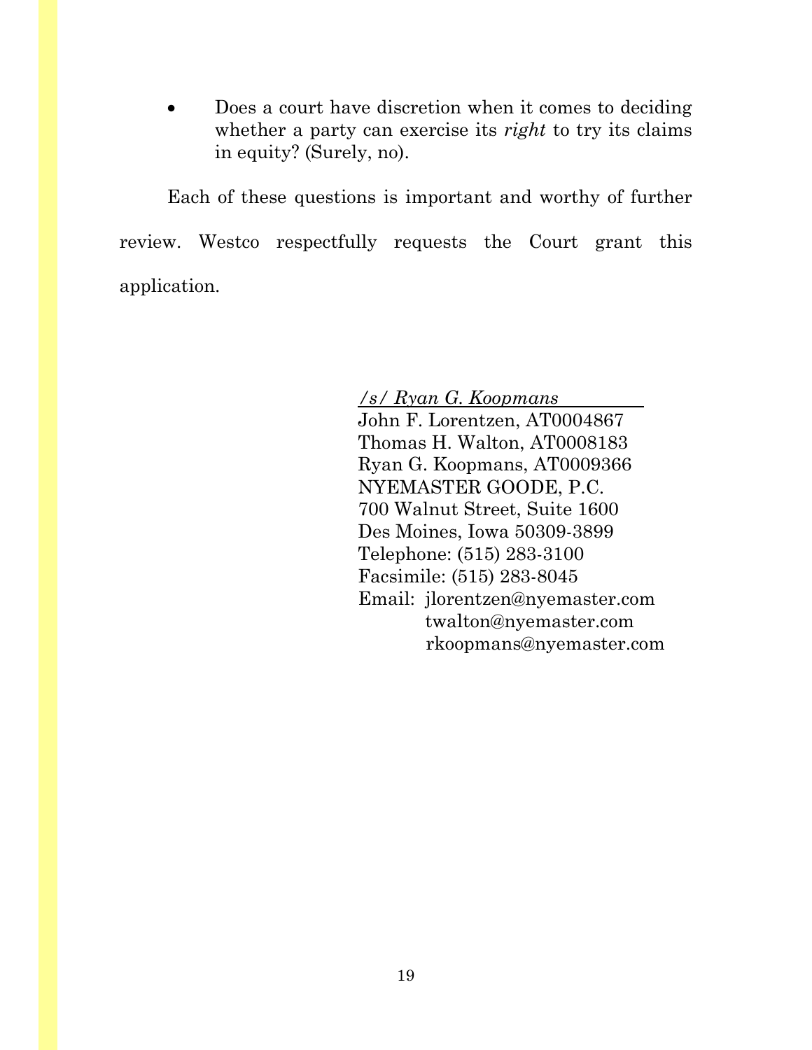- Does a court have discretion when it comes to deciding whether a party can exercise its *right* to try its claims in equity? (Surely, no).

Each of these questions is important and worthy of further review. Westco respectfully requests the Court grant this application.

*/s/ Ryan G. Koopmans*
John F. Lorentzen, AT0004867
Thomas H. Walton, AT0008183
Ryan G. Koopmans, AT0009366
NYEMASTER GOODE, P.C.
700 Walnut Street, Suite 1600
Des Moines, Iowa 50309-3899
Telephone: (515) 283-3100
Facsimile: (515) 283-8045
Email: jlorentzen@nyemaster.com
twalton@nyemaster.com
rkoopmans@nyemaster.com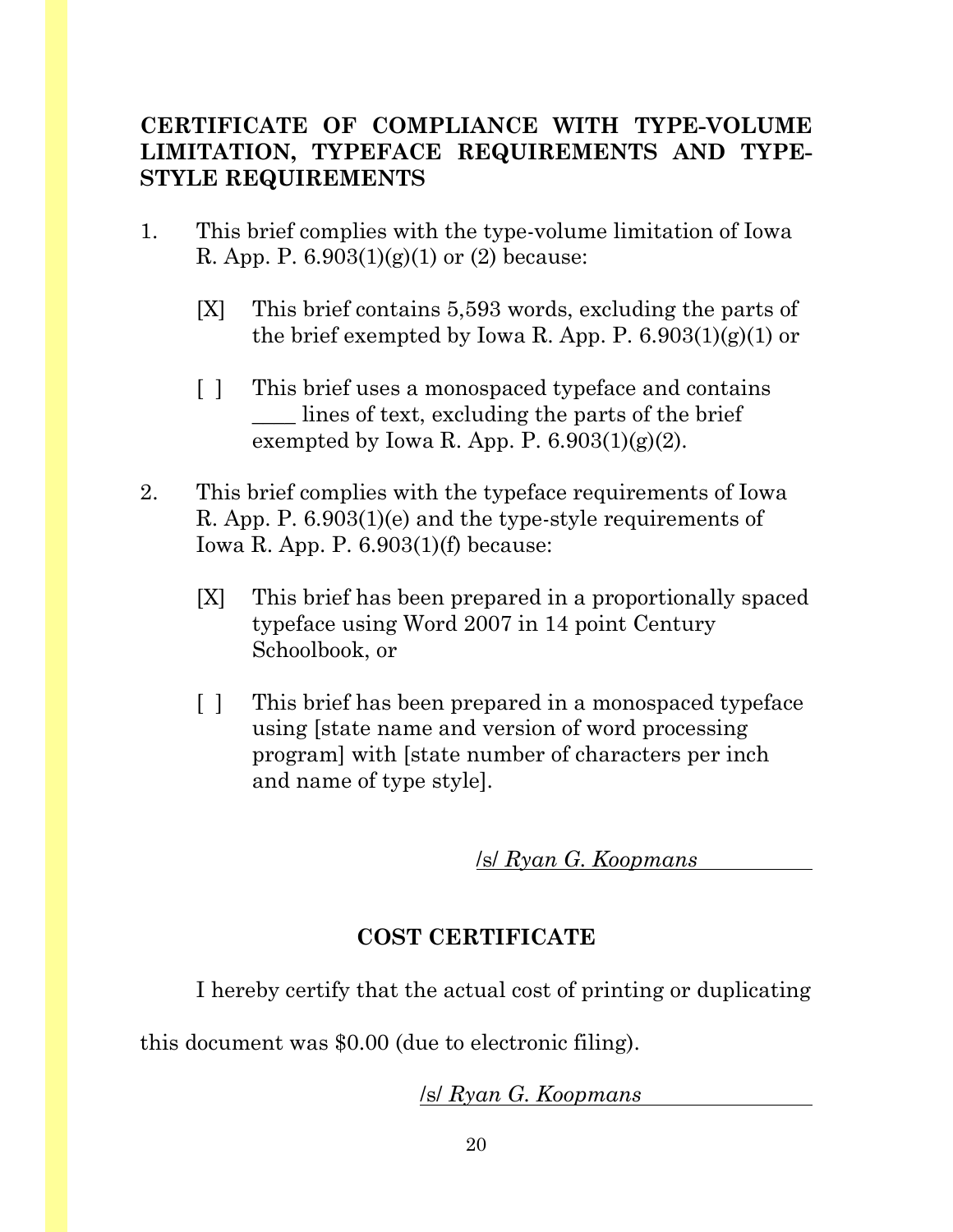## CERTIFICATE OF COMPLIANCE WITH TYPE-VOLUME LIMITATION, TYPEFACE REQUIREMENTS AND TYPE-STYLE REQUIREMENTS

1. This brief complies with the type-volume limitation of Iowa R. App. P. 6.903(1)(g)(1) or (2) because:

   [X] This brief contains 5,593 words, excluding the parts of the brief exempted by Iowa R. App. P. 6.903(1)(g)(1) or

   [ ] This brief uses a monospaced typeface and contains ____ lines of text, excluding the parts of the brief exempted by Iowa R. App. P. 6.903(1)(g)(2).

2. This brief complies with the typeface requirements of Iowa R. App. P. 6.903(1)(e) and the type-style requirements of Iowa R. App. P. 6.903(1)(f) because:

   [X] This brief has been prepared in a proportionally spaced typeface using Word 2007 in 14 point Century Schoolbook, or

   [ ] This brief has been prepared in a monospaced typeface using [state name and version of word processing program] with [state number of characters per inch and name of type style].

/s/ *Ryan G. Koopmans*

## COST CERTIFICATE

I hereby certify that the actual cost of printing or duplicating this document was $0.00 (due to electronic filing).

/s/ *Ryan G. Koopmans*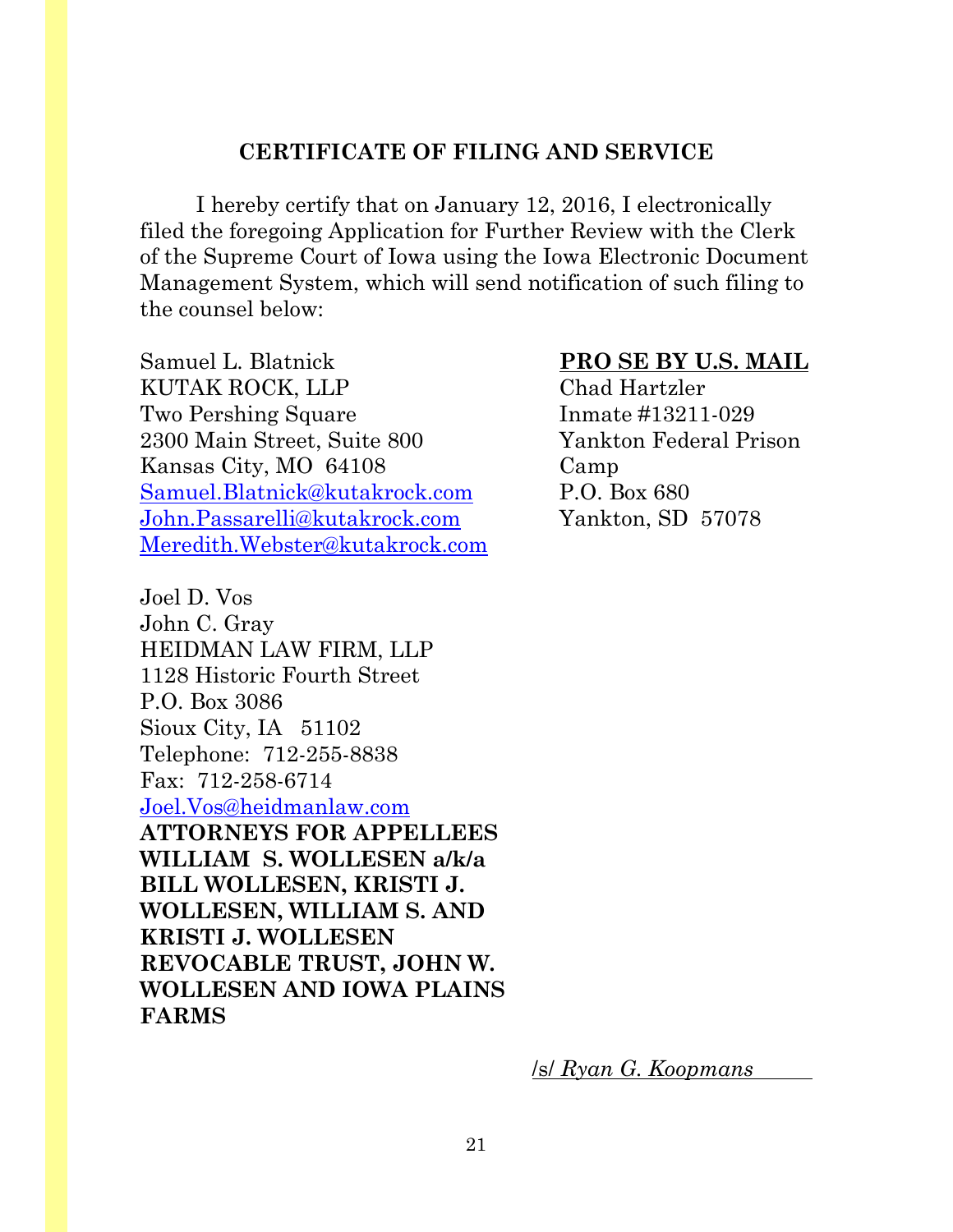## CERTIFICATE OF FILING AND SERVICE

I hereby certify that on January 12, 2016, I electronically filed the foregoing Application for Further Review with the Clerk of the Supreme Court of Iowa using the Iowa Electronic Document Management System, which will send notification of such filing to the counsel below:

Samuel L. Blatnick
KUTAK ROCK, LLP
Two Pershing Square
2300 Main Street, Suite 800
Kansas City, MO 64108
Samuel.Blatnick@kutakrock.com
John.Passarelli@kutakrock.com
Meredith.Webster@kutakrock.com

Joel D. Vos
John C. Gray
HEIDMAN LAW FIRM, LLP
1128 Historic Fourth Street
P.O. Box 3086
Sioux City, IA 51102
Telephone: 712-255-8838
Fax: 712-258-6714
Joel.Vos@heidmanlaw.com
**ATTORNEYS FOR APPELLEES WILLIAM S. WOLLESEN a/k/a BILL WOLLESEN, KRISTI J. WOLLESEN, WILLIAM S. AND KRISTI J. WOLLESEN REVOCABLE TRUST, JOHN W. WOLLESEN AND IOWA PLAINS FARMS**

**PRO SE BY U.S. MAIL**
Chad Hartzler
Inmate #13211-029
Yankton Federal Prison Camp
P.O. Box 680
Yankton, SD 57078

/s/ *Ryan G. Koopmans*